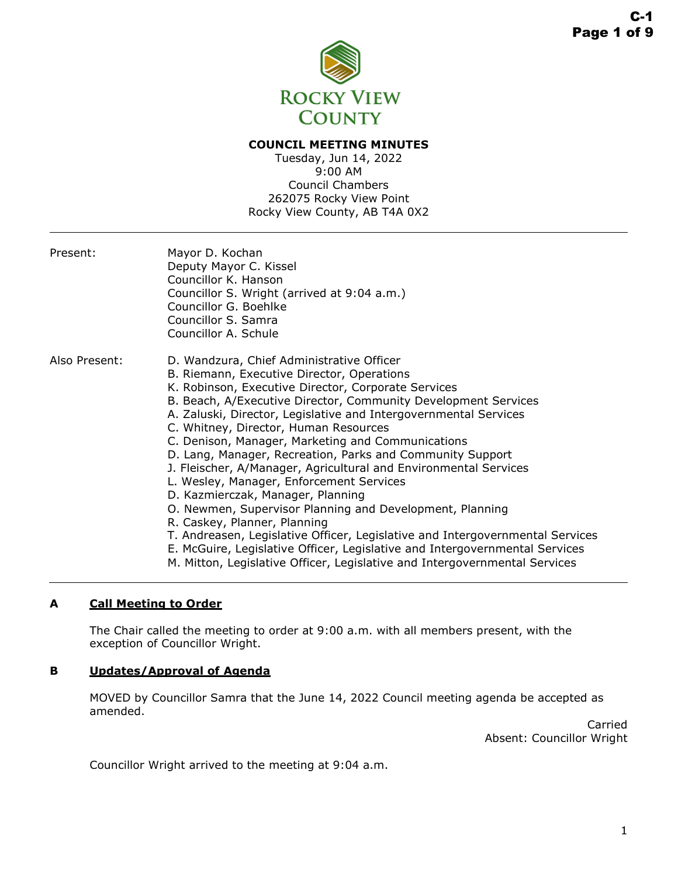**ROCKY VIEW COUNTY**

# COUNCIL MEETING MINUTES

Tuesday, Jun 14, 2022
9:00 AM
Council Chambers
262075 Rocky View Point
Rocky View County, AB T4A 0X2

---

| | |
|---|---|
| Present: | Mayor D. Kochan<br>Deputy Mayor C. Kissel<br>Councillor K. Hanson<br>Councillor S. Wright (arrived at 9:04 a.m.)<br>Councillor G. Boehlke<br>Councillor S. Samra<br>Councillor A. Schule |
| Also Present: | D. Wandzura, Chief Administrative Officer<br>B. Riemann, Executive Director, Operations<br>K. Robinson, Executive Director, Corporate Services<br>B. Beach, A/Executive Director, Community Development Services<br>A. Zaluski, Director, Legislative and Intergovernmental Services<br>C. Whitney, Director, Human Resources<br>C. Denison, Manager, Marketing and Communications<br>D. Lang, Manager, Recreation, Parks and Community Support<br>J. Fleischer, A/Manager, Agricultural and Environmental Services<br>L. Wesley, Manager, Enforcement Services<br>D. Kazmierczak, Manager, Planning<br>O. Newmen, Supervisor Planning and Development, Planning<br>R. Caskey, Planner, Planning<br>T. Andreasen, Legislative Officer, Legislative and Intergovernmental Services<br>E. McGuire, Legislative Officer, Legislative and Intergovernmental Services<br>M. Mitton, Legislative Officer, Legislative and Intergovernmental Services |

---

## A **Call Meeting to Order**

The Chair called the meeting to order at 9:00 a.m. with all members present, with the exception of Councillor Wright.

## B **Updates/Approval of Agenda**

MOVED by Councillor Samra that the June 14, 2022 Council meeting agenda be accepted as amended.

Carried
Absent: Councillor Wright

Councillor Wright arrived to the meeting at 9:04 a.m.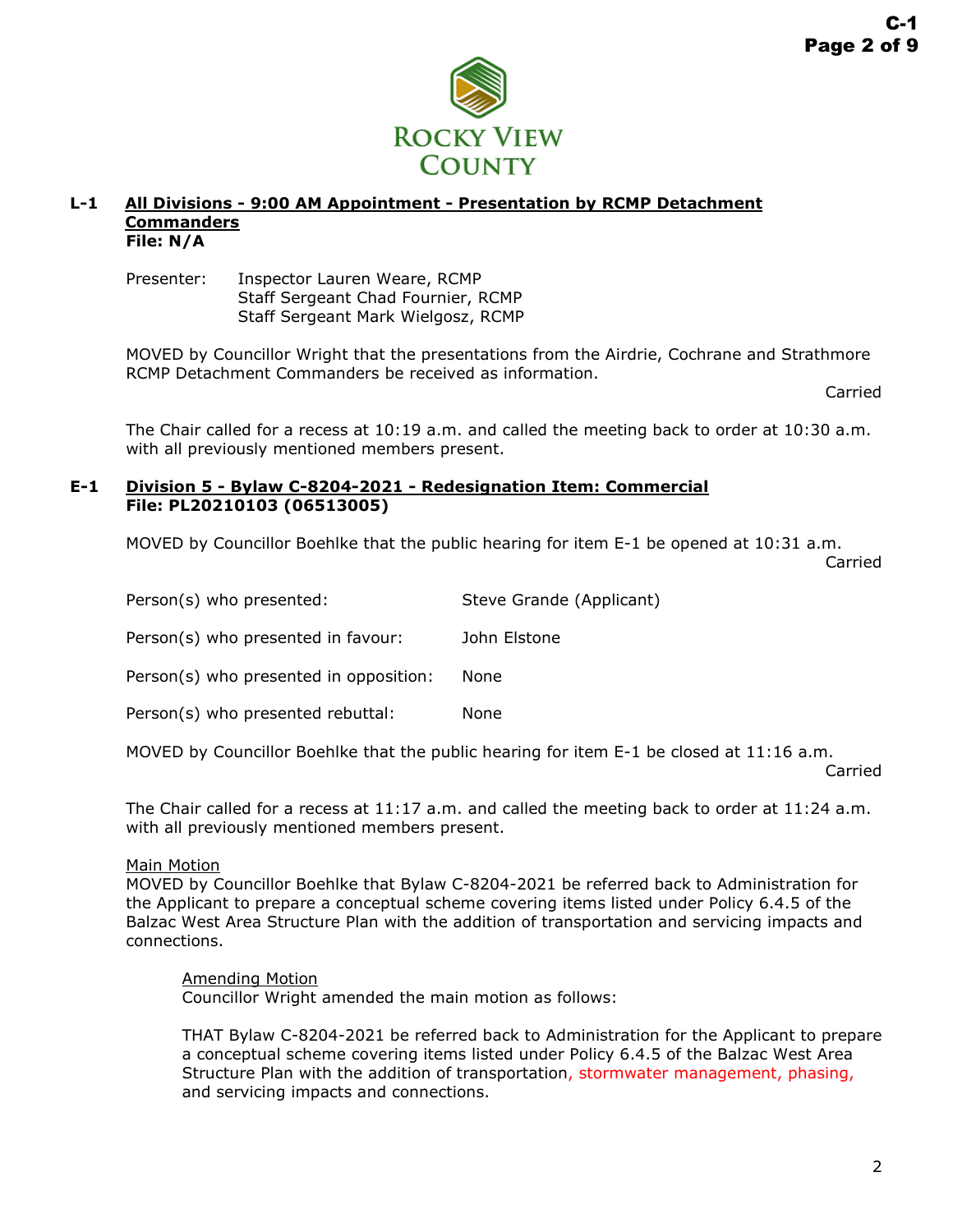**L-1 All Divisions - 9:00 AM Appointment - Presentation by RCMP Detachment Commanders**
**File: N/A**

Presenter: Inspector Lauren Weare, RCMP
Staff Sergeant Chad Fournier, RCMP
Staff Sergeant Mark Wielgosz, RCMP

MOVED by Councillor Wright that the presentations from the Airdrie, Cochrane and Strathmore RCMP Detachment Commanders be received as information.

Carried

The Chair called for a recess at 10:19 a.m. and called the meeting back to order at 10:30 a.m. with all previously mentioned members present.

**E-1 Division 5 - Bylaw C-8204-2021 - Redesignation Item: Commercial**
**File: PL20210103 (06513005)**

MOVED by Councillor Boehlke that the public hearing for item E-1 be opened at 10:31 a.m.

Carried

| | |
|---|---|
| Person(s) who presented: | Steve Grande (Applicant) |
| Person(s) who presented in favour: | John Elstone |
| Person(s) who presented in opposition: | None |
| Person(s) who presented rebuttal: | None |

MOVED by Councillor Boehlke that the public hearing for item E-1 be closed at 11:16 a.m.

Carried

The Chair called for a recess at 11:17 a.m. and called the meeting back to order at 11:24 a.m. with all previously mentioned members present.

Main Motion
MOVED by Councillor Boehlke that Bylaw C-8204-2021 be referred back to Administration for the Applicant to prepare a conceptual scheme covering items listed under Policy 6.4.5 of the Balzac West Area Structure Plan with the addition of transportation and servicing impacts and connections.

Amending Motion
Councillor Wright amended the main motion as follows:

THAT Bylaw C-8204-2021 be referred back to Administration for the Applicant to prepare a conceptual scheme covering items listed under Policy 6.4.5 of the Balzac West Area Structure Plan with the addition of transportation, stormwater management, phasing, and servicing impacts and connections.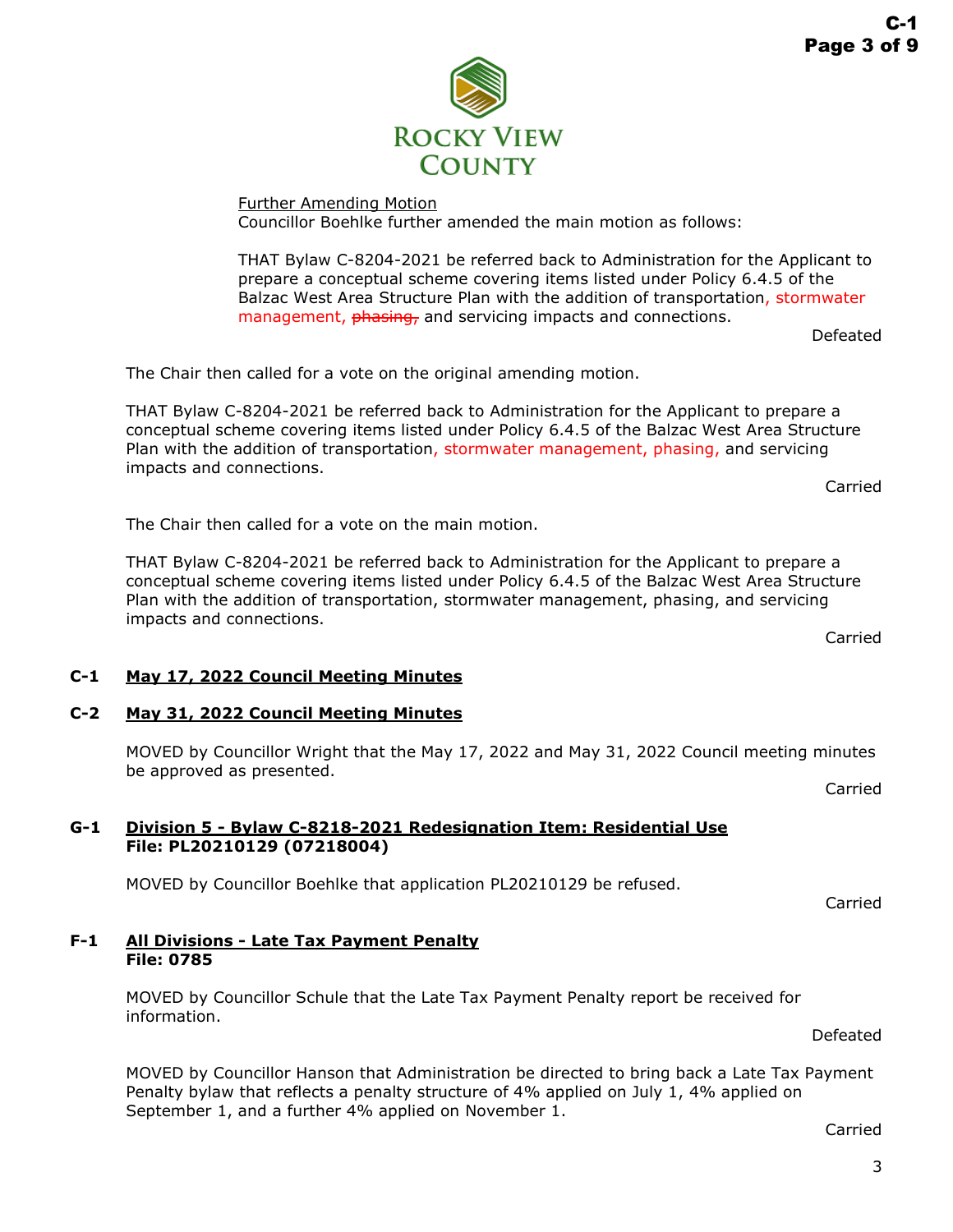Further Amending Motion

Councillor Boehlke further amended the main motion as follows:

THAT Bylaw C-8204-2021 be referred back to Administration for the Applicant to prepare a conceptual scheme covering items listed under Policy 6.4.5 of the Balzac West Area Structure Plan with the addition of transportation, stormwater management, ~~phasing,~~ and servicing impacts and connections.

Defeated

The Chair then called for a vote on the original amending motion.

THAT Bylaw C-8204-2021 be referred back to Administration for the Applicant to prepare a conceptual scheme covering items listed under Policy 6.4.5 of the Balzac West Area Structure Plan with the addition of transportation, stormwater management, phasing, and servicing impacts and connections.

Carried

The Chair then called for a vote on the main motion.

THAT Bylaw C-8204-2021 be referred back to Administration for the Applicant to prepare a conceptual scheme covering items listed under Policy 6.4.5 of the Balzac West Area Structure Plan with the addition of transportation, stormwater management, phasing, and servicing impacts and connections.

Carried

**C-1 May 17, 2022 Council Meeting Minutes**

**C-2 May 31, 2022 Council Meeting Minutes**

MOVED by Councillor Wright that the May 17, 2022 and May 31, 2022 Council meeting minutes be approved as presented.

Carried

**G-1 Division 5 - Bylaw C-8218-2021 Redesignation Item: Residential Use**
**File: PL20210129 (07218004)**

MOVED by Councillor Boehlke that application PL20210129 be refused.

Carried

**F-1 All Divisions - Late Tax Payment Penalty**
**File: 0785**

MOVED by Councillor Schule that the Late Tax Payment Penalty report be received for information.

Defeated

MOVED by Councillor Hanson that Administration be directed to bring back a Late Tax Payment Penalty bylaw that reflects a penalty structure of 4% applied on July 1, 4% applied on September 1, and a further 4% applied on November 1.

Carried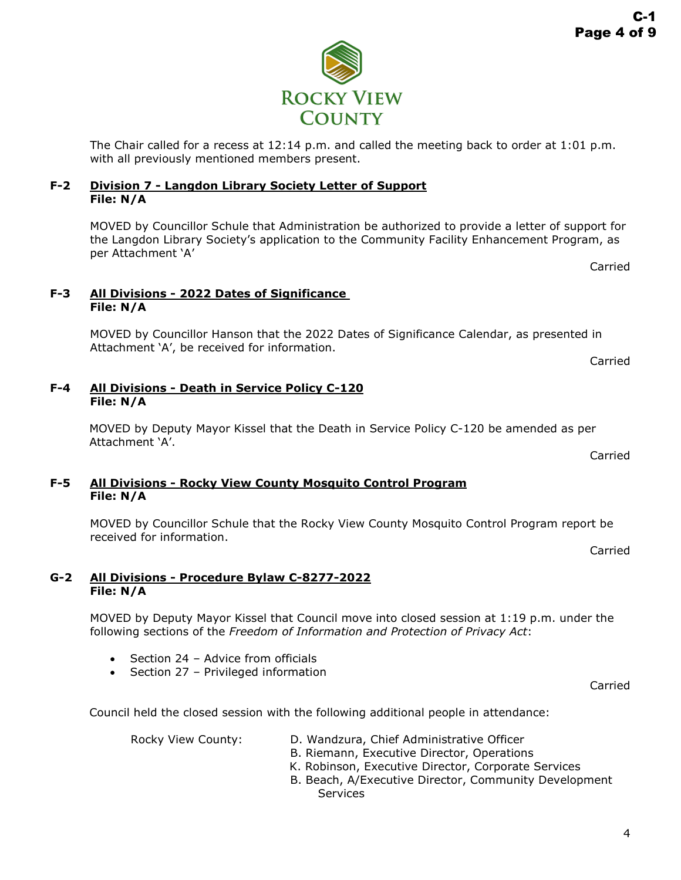The Chair called for a recess at 12:14 p.m. and called the meeting back to order at 1:01 p.m. with all previously mentioned members present.

**F-2 <u>Division 7 - Langdon Library Society Letter of Support</u>**
**File: N/A**

MOVED by Councillor Schule that Administration be authorized to provide a letter of support for the Langdon Library Society's application to the Community Facility Enhancement Program, as per Attachment 'A'

Carried

**F-3 <u>All Divisions - 2022 Dates of Significance</u>**
**File: N/A**

MOVED by Councillor Hanson that the 2022 Dates of Significance Calendar, as presented in Attachment 'A', be received for information.

Carried

**F-4 <u>All Divisions - Death in Service Policy C-120</u>**
**File: N/A**

MOVED by Deputy Mayor Kissel that the Death in Service Policy C-120 be amended as per Attachment 'A'.

Carried

**F-5 <u>All Divisions - Rocky View County Mosquito Control Program</u>**
**File: N/A**

MOVED by Councillor Schule that the Rocky View County Mosquito Control Program report be received for information.

Carried

**G-2 <u>All Divisions - Procedure Bylaw C-8277-2022</u>**
**File: N/A**

MOVED by Deputy Mayor Kissel that Council move into closed session at 1:19 p.m. under the following sections of the *Freedom of Information and Protection of Privacy Act*:

- Section 24 – Advice from officials
- Section 27 – Privileged information

Carried

Council held the closed session with the following additional people in attendance:

Rocky View County:
D. Wandzura, Chief Administrative Officer
B. Riemann, Executive Director, Operations
K. Robinson, Executive Director, Corporate Services
B. Beach, A/Executive Director, Community Development Services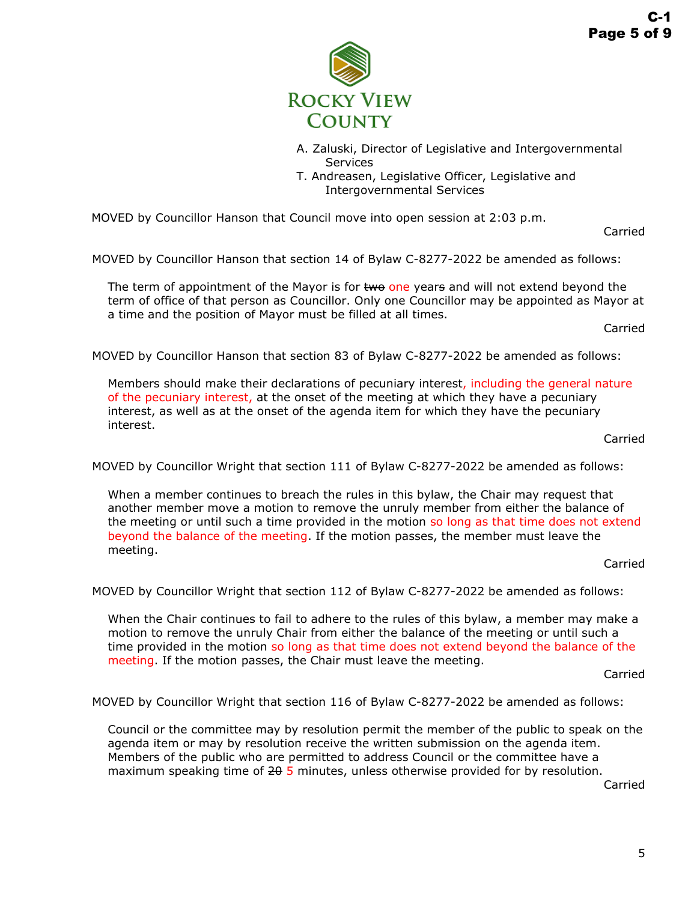A. Zaluski, Director of Legislative and Intergovernmental Services
T. Andreasen, Legislative Officer, Legislative and Intergovernmental Services

MOVED by Councillor Hanson that Council move into open session at 2:03 p.m.

Carried

MOVED by Councillor Hanson that section 14 of Bylaw C-8277-2022 be amended as follows:

> The term of appointment of the Mayor is for ~~two~~ one year~~s~~ and will not extend beyond the term of office of that person as Councillor. Only one Councillor may be appointed as Mayor at a time and the position of Mayor must be filled at all times.

Carried

MOVED by Councillor Hanson that section 83 of Bylaw C-8277-2022 be amended as follows:

> Members should make their declarations of pecuniary interest, including the general nature of the pecuniary interest, at the onset of the meeting at which they have a pecuniary interest, as well as at the onset of the agenda item for which they have the pecuniary interest.

Carried

MOVED by Councillor Wright that section 111 of Bylaw C-8277-2022 be amended as follows:

> When a member continues to breach the rules in this bylaw, the Chair may request that another member move a motion to remove the unruly member from either the balance of the meeting or until such a time provided in the motion so long as that time does not extend beyond the balance of the meeting. If the motion passes, the member must leave the meeting.

Carried

MOVED by Councillor Wright that section 112 of Bylaw C-8277-2022 be amended as follows:

> When the Chair continues to fail to adhere to the rules of this bylaw, a member may make a motion to remove the unruly Chair from either the balance of the meeting or until such a time provided in the motion so long as that time does not extend beyond the balance of the meeting. If the motion passes, the Chair must leave the meeting.

Carried

MOVED by Councillor Wright that section 116 of Bylaw C-8277-2022 be amended as follows:

> Council or the committee may by resolution permit the member of the public to speak on the agenda item or may by resolution receive the written submission on the agenda item. Members of the public who are permitted to address Council or the committee have a maximum speaking time of ~~20~~ 5 minutes, unless otherwise provided for by resolution.

Carried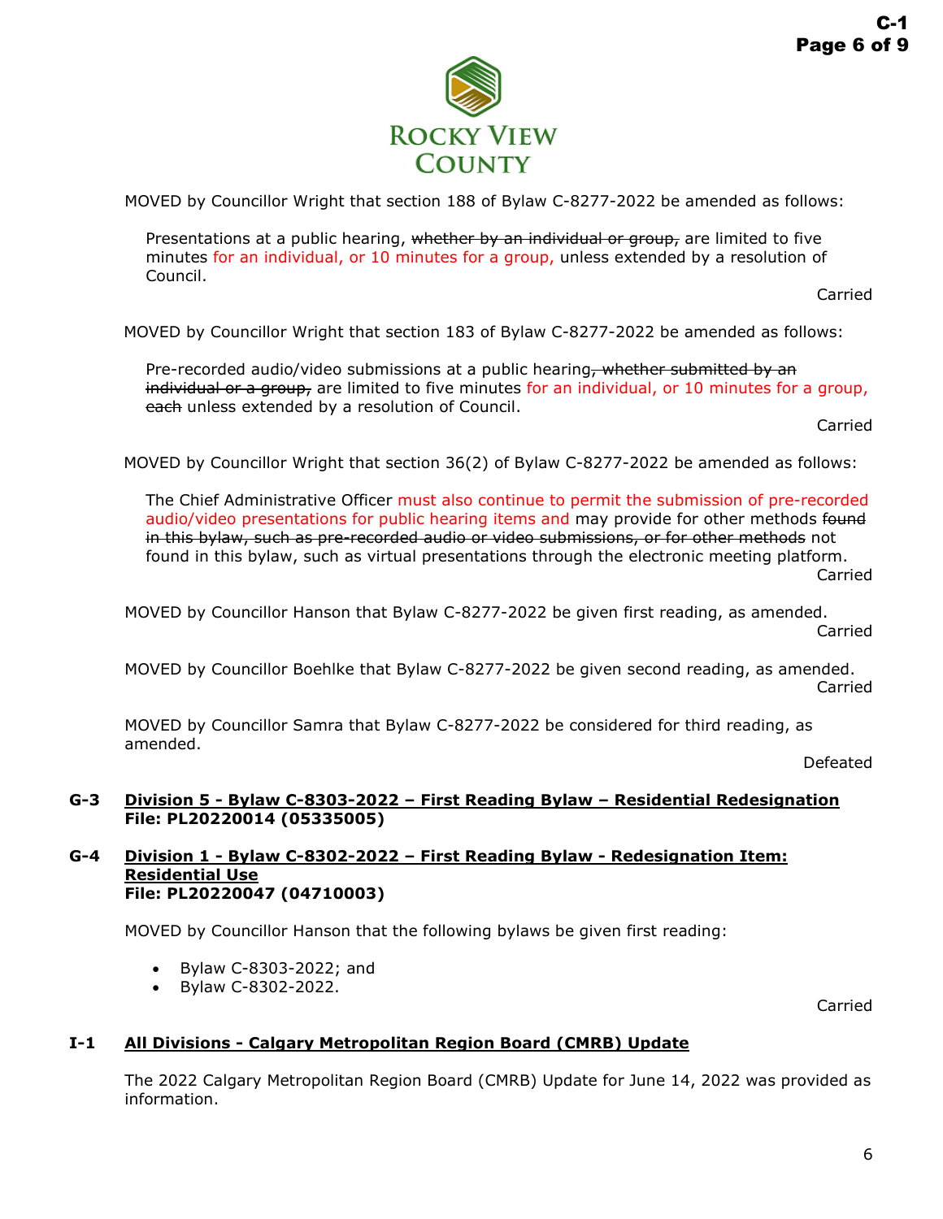MOVED by Councillor Wright that section 188 of Bylaw C-8277-2022 be amended as follows:

> Presentations at a public hearing, ~~whether by an individual or group,~~ are limited to five minutes for an individual, or 10 minutes for a group, unless extended by a resolution of Council.

Carried

MOVED by Councillor Wright that section 183 of Bylaw C-8277-2022 be amended as follows:

> Pre-recorded audio/video submissions at a public hearing~~, whether submitted by an individual or a group,~~ are limited to five minutes for an individual, or 10 minutes for a group, ~~each~~ unless extended by a resolution of Council.

Carried

MOVED by Councillor Wright that section 36(2) of Bylaw C-8277-2022 be amended as follows:

> The Chief Administrative Officer must also continue to permit the submission of pre-recorded audio/video presentations for public hearing items and may provide for other methods ~~found in this bylaw, such as pre-recorded audio or video submissions, or for other methods~~ not found in this bylaw, such as virtual presentations through the electronic meeting platform.

Carried

MOVED by Councillor Hanson that Bylaw C-8277-2022 be given first reading, as amended.

Carried

MOVED by Councillor Boehlke that Bylaw C-8277-2022 be given second reading, as amended.

Carried

MOVED by Councillor Samra that Bylaw C-8277-2022 be considered for third reading, as amended.

Defeated

## G-3 Division 5 - Bylaw C-8303-2022 – First Reading Bylaw – Residential Redesignation

**File: PL20220014 (05335005)**

## G-4 Division 1 - Bylaw C-8302-2022 – First Reading Bylaw - Redesignation Item: Residential Use

**File: PL20220047 (04710003)**

MOVED by Councillor Hanson that the following bylaws be given first reading:

- Bylaw C-8303-2022; and
- Bylaw C-8302-2022.

Carried

## I-1 All Divisions - Calgary Metropolitan Region Board (CMRB) Update

The 2022 Calgary Metropolitan Region Board (CMRB) Update for June 14, 2022 was provided as information.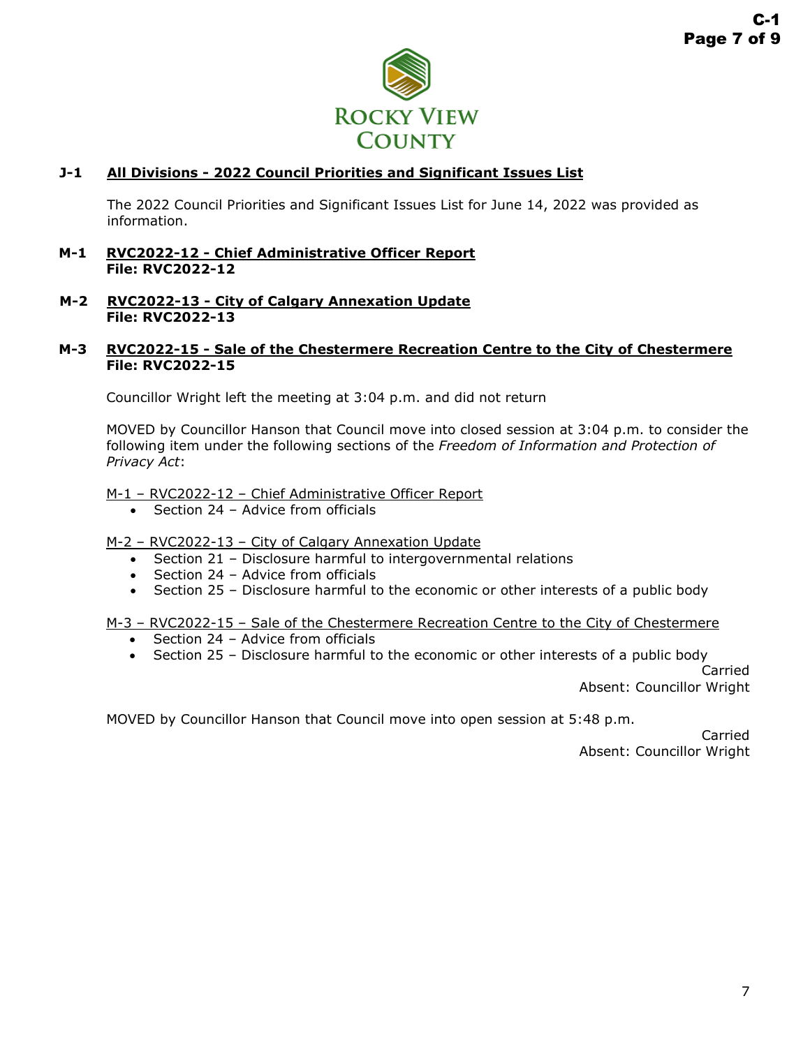**J-1 All Divisions - 2022 Council Priorities and Significant Issues List**

The 2022 Council Priorities and Significant Issues List for June 14, 2022 was provided as information.

**M-1 RVC2022-12 - Chief Administrative Officer Report**
**File: RVC2022-12**

**M-2 RVC2022-13 - City of Calgary Annexation Update**
**File: RVC2022-13**

**M-3 RVC2022-15 - Sale of the Chestermere Recreation Centre to the City of Chestermere**
**File: RVC2022-15**

Councillor Wright left the meeting at 3:04 p.m. and did not return

MOVED by Councillor Hanson that Council move into closed session at 3:04 p.m. to consider the following item under the following sections of the *Freedom of Information and Protection of Privacy Act*:

M-1 – RVC2022-12 – Chief Administrative Officer Report

- Section 24 – Advice from officials

M-2 – RVC2022-13 – City of Calgary Annexation Update

- Section 21 – Disclosure harmful to intergovernmental relations
- Section 24 – Advice from officials
- Section 25 – Disclosure harmful to the economic or other interests of a public body

M-3 – RVC2022-15 – Sale of the Chestermere Recreation Centre to the City of Chestermere

- Section 24 – Advice from officials
- Section 25 – Disclosure harmful to the economic or other interests of a public body

Carried
Absent: Councillor Wright

MOVED by Councillor Hanson that Council move into open session at 5:48 p.m.

Carried
Absent: Councillor Wright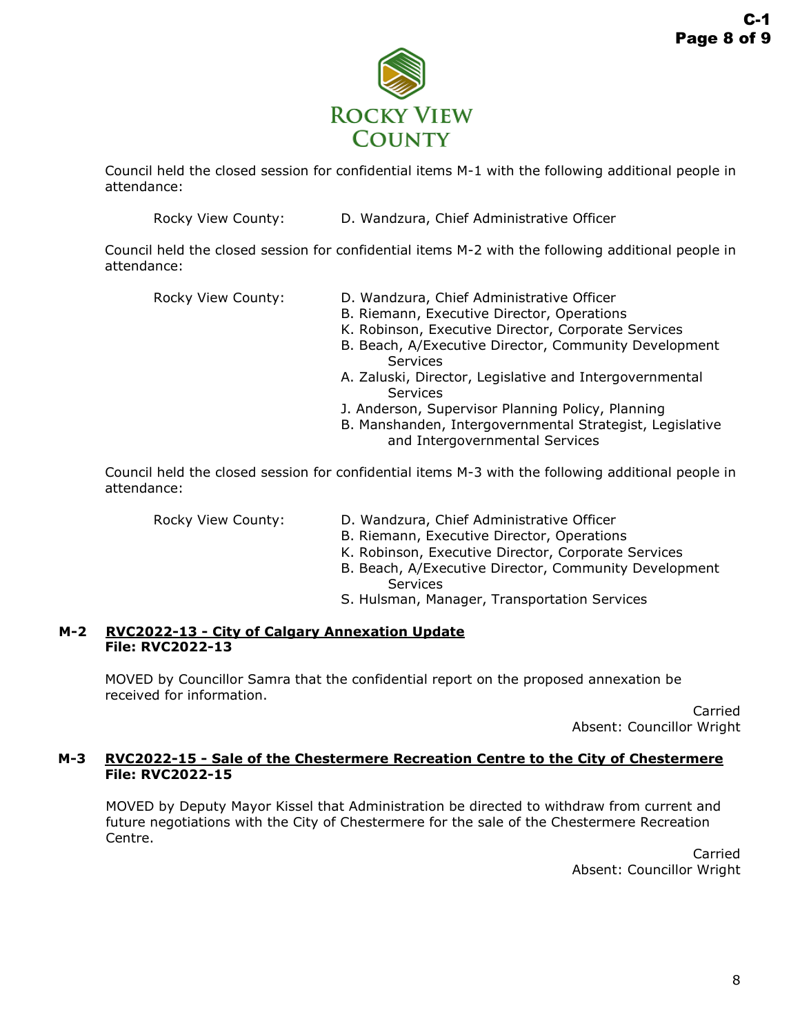Council held the closed session for confidential items M-1 with the following additional people in attendance:

Rocky View County: D. Wandzura, Chief Administrative Officer

Council held the closed session for confidential items M-2 with the following additional people in attendance:

Rocky View County:
- D. Wandzura, Chief Administrative Officer
- B. Riemann, Executive Director, Operations
- K. Robinson, Executive Director, Corporate Services
- B. Beach, A/Executive Director, Community Development Services
- A. Zaluski, Director, Legislative and Intergovernmental Services
- J. Anderson, Supervisor Planning Policy, Planning
- B. Manshanden, Intergovernmental Strategist, Legislative and Intergovernmental Services

Council held the closed session for confidential items M-3 with the following additional people in attendance:

Rocky View County:
- D. Wandzura, Chief Administrative Officer
- B. Riemann, Executive Director, Operations
- K. Robinson, Executive Director, Corporate Services
- B. Beach, A/Executive Director, Community Development Services
- S. Hulsman, Manager, Transportation Services

**M-2 RVC2022-13 - City of Calgary Annexation Update**
**File: RVC2022-13**

MOVED by Councillor Samra that the confidential report on the proposed annexation be received for information.

Carried
Absent: Councillor Wright

**M-3 RVC2022-15 - Sale of the Chestermere Recreation Centre to the City of Chestermere**
**File: RVC2022-15**

MOVED by Deputy Mayor Kissel that Administration be directed to withdraw from current and future negotiations with the City of Chestermere for the sale of the Chestermere Recreation Centre.

Carried
Absent: Councillor Wright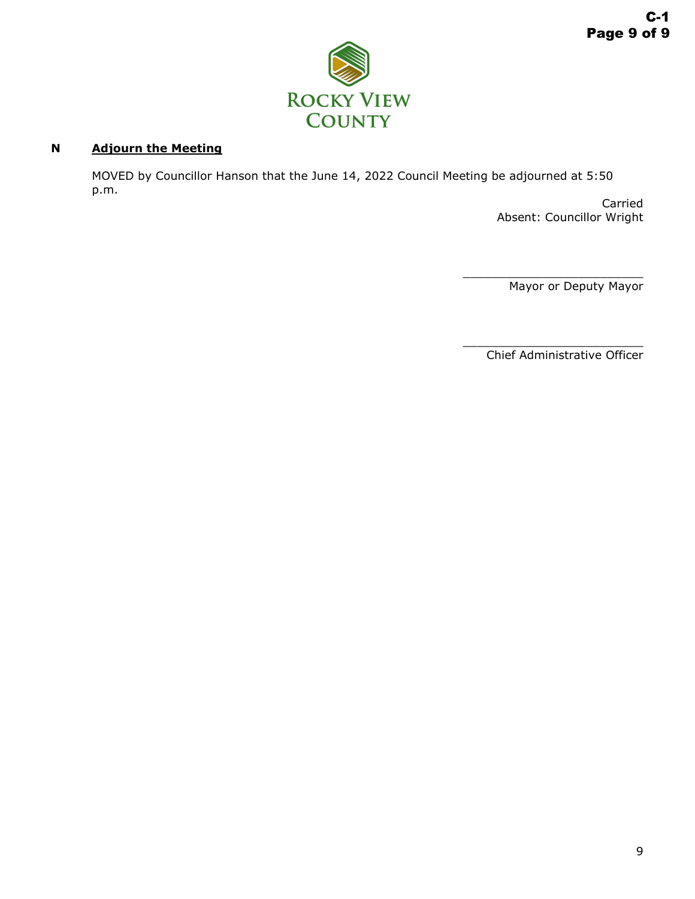## N Adjourn the Meeting

MOVED by Councillor Hanson that the June 14, 2022 Council Meeting be adjourned at 5:50 p.m.

Carried
Absent: Councillor Wright

_________________________
Mayor or Deputy Mayor

_________________________
Chief Administrative Officer